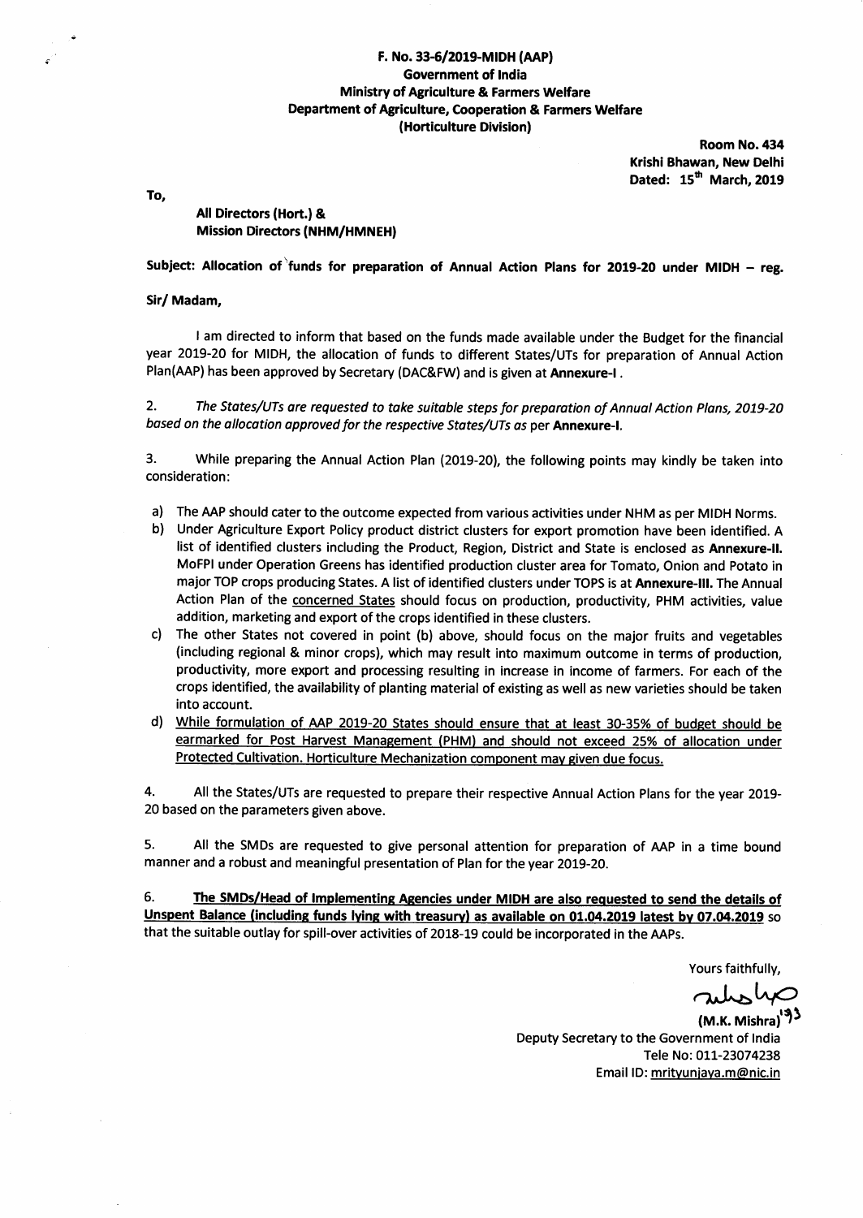**F. No. 33-6/2019-MIDH (AAP)**
**Government of India**
**Ministry of Agriculture & Farmers Welfare**
**Department of Agriculture, Cooperation & Farmers Welfare**
**(Horticulture Division)**

**Room No. 434**
**Krishi Bhawan, New Delhi**
**Dated: 15th March, 2019**

To,

**All Directors (Hort.) &**
**Mission Directors (NHM/HMNEH)**

**Subject: Allocation of funds for preparation of Annual Action Plans for 2019-20 under MIDH – reg.**

**Sir/ Madam,**

I am directed to inform that based on the funds made available under the Budget for the financial year 2019-20 for MIDH, the allocation of funds to different States/UTs for preparation of Annual Action Plan(AAP) has been approved by Secretary (DAC&FW) and is given at **Annexure-I**.

2. *The States/UTs are requested to take suitable steps for preparation of Annual Action Plans, 2019-20 based on the allocation approved for the respective States/UTs as* per **Annexure-I.**

3. While preparing the Annual Action Plan (2019-20), the following points may kindly be taken into consideration:

a) The AAP should cater to the outcome expected from various activities under NHM as per MIDH Norms.

b) Under Agriculture Export Policy product district clusters for export promotion have been identified. A list of identified clusters including the Product, Region, District and State is enclosed as **Annexure-II.** MoFPI under Operation Greens has identified production cluster area for Tomato, Onion and Potato in major TOP crops producing States. A list of identified clusters under TOPS is at **Annexure-III.** The Annual Action Plan of the concerned States should focus on production, productivity, PHM activities, value addition, marketing and export of the crops identified in these clusters.

c) The other States not covered in point (b) above, should focus on the major fruits and vegetables (including regional & minor crops), which may result into maximum outcome in terms of production, productivity, more export and processing resulting in increase in income of farmers. For each of the crops identified, the availability of planting material of existing as well as new varieties should be taken into account.

d) While formulation of AAP 2019-20 States should ensure that at least 30-35% of budget should be earmarked for Post Harvest Management (PHM) and should not exceed 25% of allocation under Protected Cultivation. Horticulture Mechanization component may given due focus.

4. All the States/UTs are requested to prepare their respective Annual Action Plans for the year 2019-20 based on the parameters given above.

5. All the SMDs are requested to give personal attention for preparation of AAP in a time bound manner and a robust and meaningful presentation of Plan for the year 2019-20.

6. **The SMDs/Head of Implementing Agencies under MIDH are also requested to send the details of Unspent Balance (including funds lying with treasury) as available on 01.04.2019 latest by 07.04.2019** so that the suitable outlay for spill-over activities of 2018-19 could be incorporated in the AAPs.

Yours faithfully,

**(M.K. Mishra)**
Deputy Secretary to the Government of India
Tele No: 011-23074238
Email ID: mrityunjaya.m@nic.in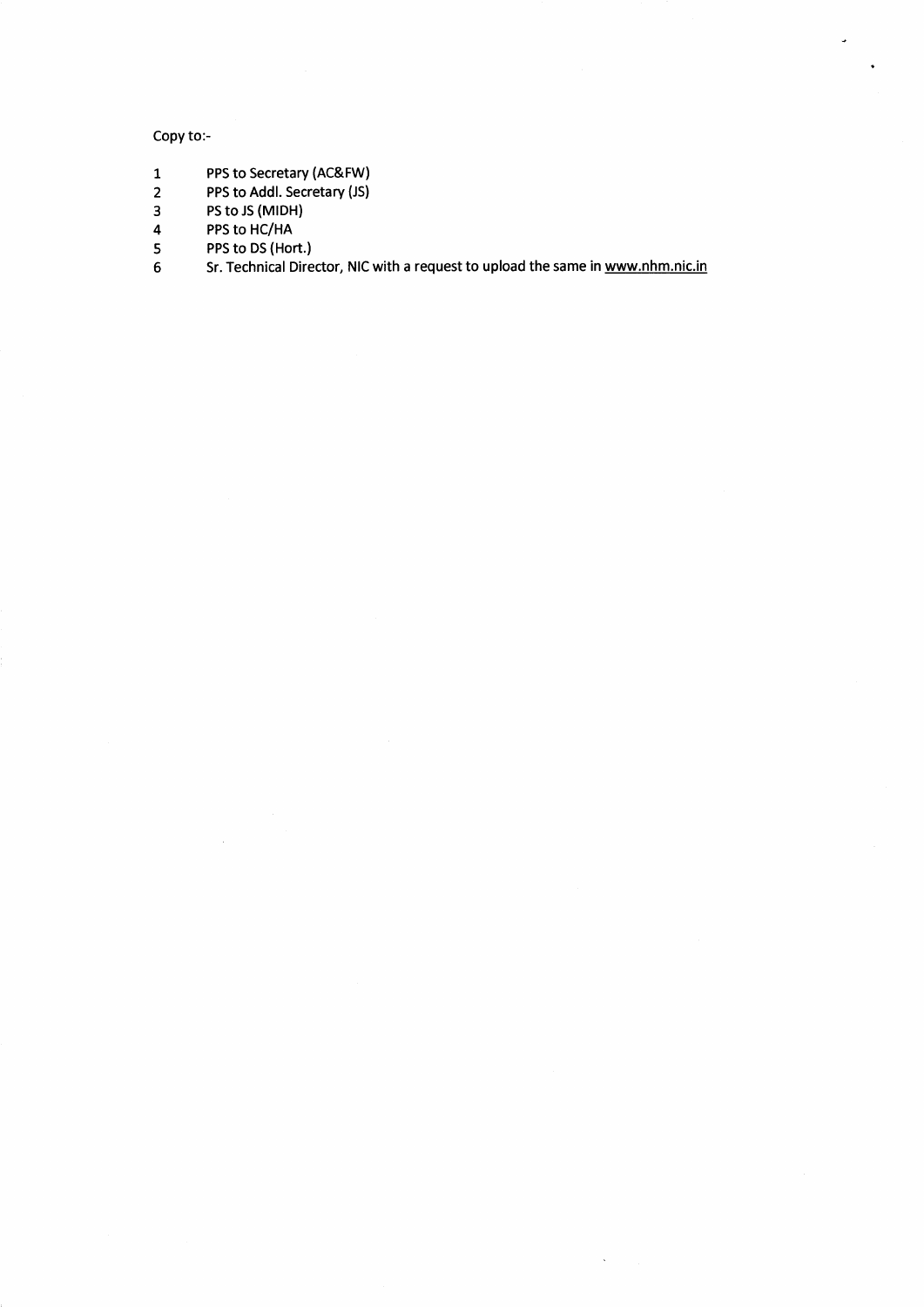Copy to:-

1. PPS to Secretary (AC&FW)
2. PPS to Addl. Secretary (JS)
3. PS to JS (MIDH)
4. PPS to HC/HA
5. PPS to DS (Hort.)
6. Sr. Technical Director, NIC with a request to upload the same in www.nhm.nic.in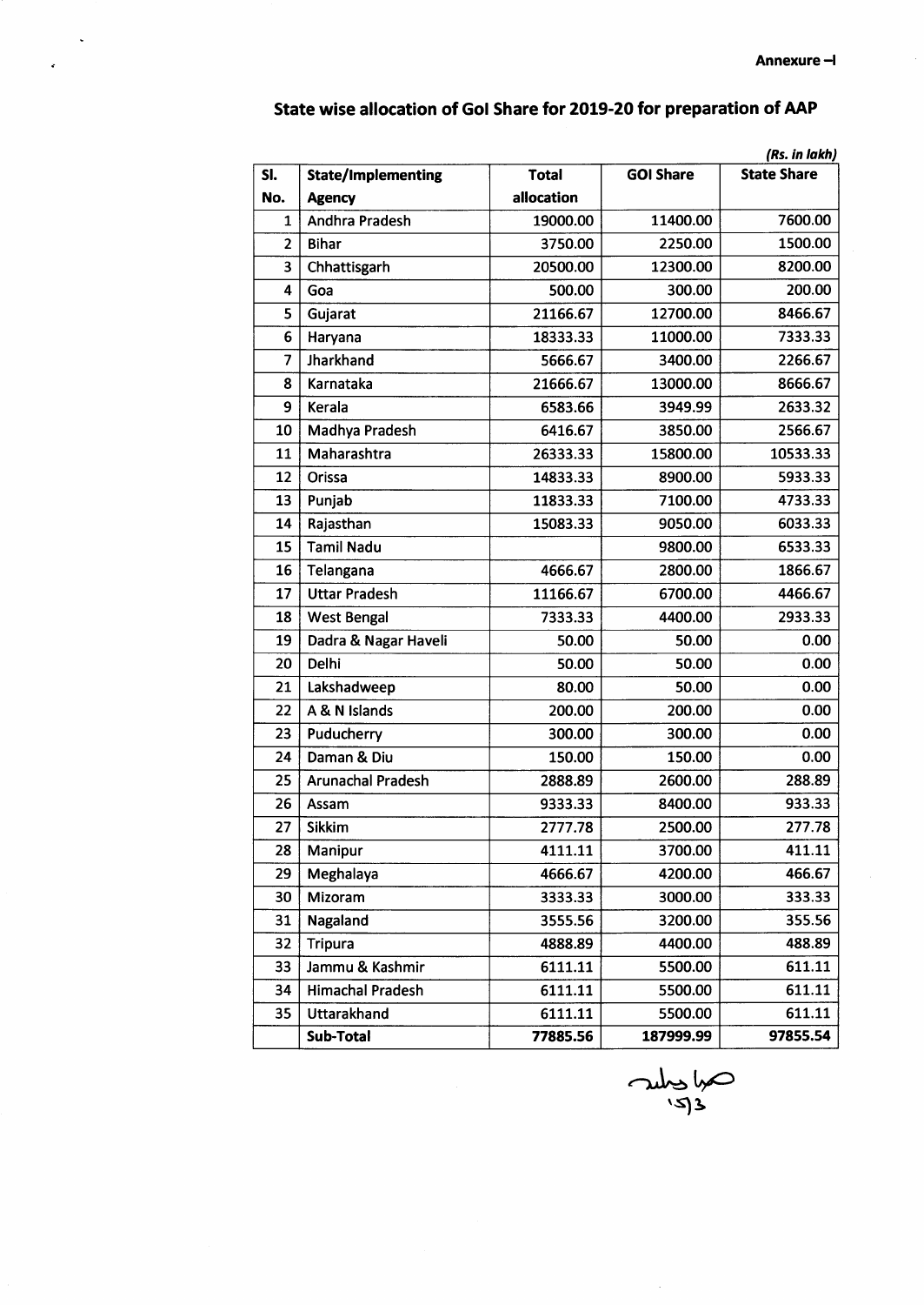Annexure –I

## State wise allocation of GoI Share for 2019-20 for preparation of AAP

*(Rs. in lakh)*

| Sl. No. | State/Implementing Agency | Total allocation | GOI Share | State Share |
|---|---|---|---|---|
| 1 | Andhra Pradesh | 19000.00 | 11400.00 | 7600.00 |
| 2 | Bihar | 3750.00 | 2250.00 | 1500.00 |
| 3 | Chhattisgarh | 20500.00 | 12300.00 | 8200.00 |
| 4 | Goa | 500.00 | 300.00 | 200.00 |
| 5 | Gujarat | 21166.67 | 12700.00 | 8466.67 |
| 6 | Haryana | 18333.33 | 11000.00 | 7333.33 |
| 7 | Jharkhand | 5666.67 | 3400.00 | 2266.67 |
| 8 | Karnataka | 21666.67 | 13000.00 | 8666.67 |
| 9 | Kerala | 6583.66 | 3949.99 | 2633.32 |
| 10 | Madhya Pradesh | 6416.67 | 3850.00 | 2566.67 |
| 11 | Maharashtra | 26333.33 | 15800.00 | 10533.33 |
| 12 | Orissa | 14833.33 | 8900.00 | 5933.33 |
| 13 | Punjab | 11833.33 | 7100.00 | 4733.33 |
| 14 | Rajasthan | 15083.33 | 9050.00 | 6033.33 |
| 15 | Tamil Nadu | | 9800.00 | 6533.33 |
| 16 | Telangana | 4666.67 | 2800.00 | 1866.67 |
| 17 | Uttar Pradesh | 11166.67 | 6700.00 | 4466.67 |
| 18 | West Bengal | 7333.33 | 4400.00 | 2933.33 |
| 19 | Dadra & Nagar Haveli | 50.00 | 50.00 | 0.00 |
| 20 | Delhi | 50.00 | 50.00 | 0.00 |
| 21 | Lakshadweep | 80.00 | 50.00 | 0.00 |
| 22 | A & N Islands | 200.00 | 200.00 | 0.00 |
| 23 | Puducherry | 300.00 | 300.00 | 0.00 |
| 24 | Daman & Diu | 150.00 | 150.00 | 0.00 |
| 25 | Arunachal Pradesh | 2888.89 | 2600.00 | 288.89 |
| 26 | Assam | 9333.33 | 8400.00 | 933.33 |
| 27 | Sikkim | 2777.78 | 2500.00 | 277.78 |
| 28 | Manipur | 4111.11 | 3700.00 | 411.11 |
| 29 | Meghalaya | 4666.67 | 4200.00 | 466.67 |
| 30 | Mizoram | 3333.33 | 3000.00 | 333.33 |
| 31 | Nagaland | 3555.56 | 3200.00 | 355.56 |
| 32 | Tripura | 4888.89 | 4400.00 | 488.89 |
| 33 | Jammu & Kashmir | 6111.11 | 5500.00 | 611.11 |
| 34 | Himachal Pradesh | 6111.11 | 5500.00 | 611.11 |
| 35 | Uttarakhand | 6111.11 | 5500.00 | 611.11 |
| | **Sub-Total** | **77885.56** | **187999.99** | **97855.54** |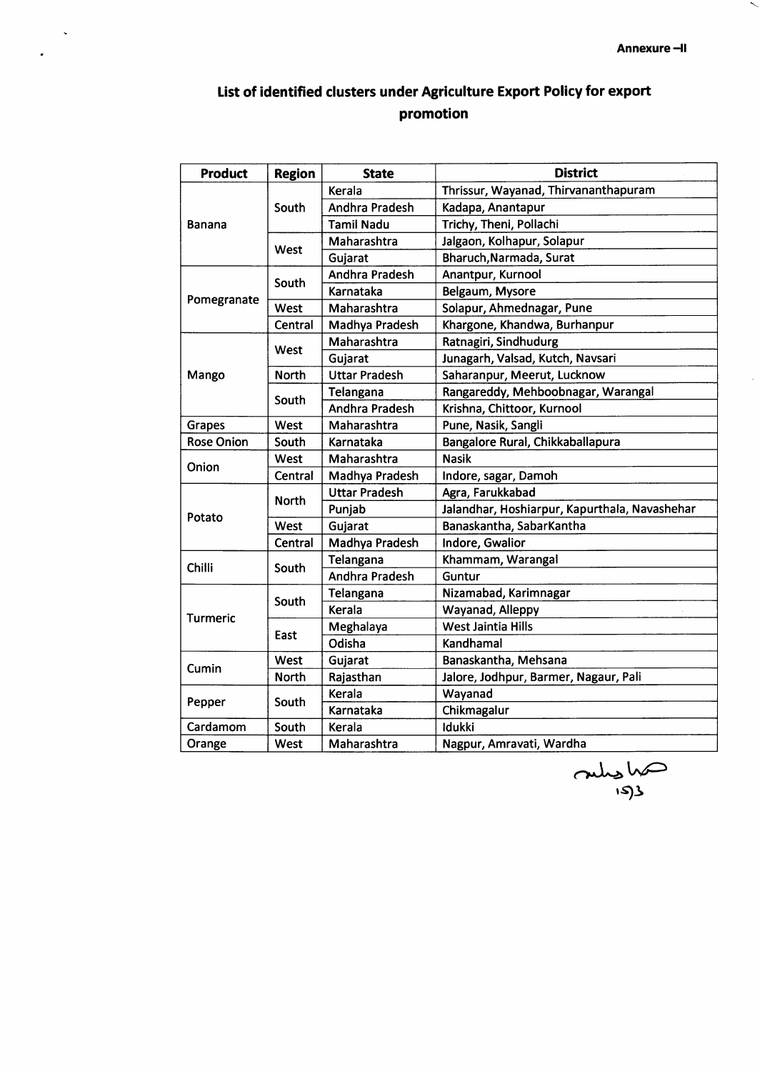**Annexure –II**

## List of identified clusters under Agriculture Export Policy for export promotion

| Product | Region | State | District |
|---|---|---|---|
| Banana | South | Kerala | Thrissur, Wayanad, Thirvananthapuram |
| | | Andhra Pradesh | Kadapa, Anantapur |
| | | Tamil Nadu | Trichy, Theni, Pollachi |
| | West | Maharashtra | Jalgaon, Kolhapur, Solapur |
| | | Gujarat | Bharuch,Narmada, Surat |
| Pomegranate | South | Andhra Pradesh | Anantpur, Kurnool |
| | | Karnataka | Belgaum, Mysore |
| | West | Maharashtra | Solapur, Ahmednagar, Pune |
| | Central | Madhya Pradesh | Khargone, Khandwa, Burhanpur |
| Mango | West | Maharashtra | Ratnagiri, Sindhudurg |
| | | Gujarat | Junagarh, Valsad, Kutch, Navsari |
| | North | Uttar Pradesh | Saharanpur, Meerut, Lucknow |
| | South | Telangana | Rangareddy, Mehboobnagar, Warangal |
| | | Andhra Pradesh | Krishna, Chittoor, Kurnool |
| Grapes | West | Maharashtra | Pune, Nasik, Sangli |
| Rose Onion | South | Karnataka | Bangalore Rural, Chikkaballapura |
| Onion | West | Maharashtra | Nasik |
| | Central | Madhya Pradesh | Indore, sagar, Damoh |
| Potato | North | Uttar Pradesh | Agra, Farukkabad |
| | | Punjab | Jalandhar, Hoshiarpur, Kapurthala, Navashehar |
| | West | Gujarat | Banaskantha, SabarKantha |
| | Central | Madhya Pradesh | Indore, Gwalior |
| Chilli | South | Telangana | Khammam, Warangal |
| | | Andhra Pradesh | Guntur |
| Turmeric | South | Telangana | Nizamabad, Karimnagar |
| | | Kerala | Wayanad, Alleppy |
| | East | Meghalaya | West Jaintia Hills |
| | | Odisha | Kandhamal |
| Cumin | West | Gujarat | Banaskantha, Mehsana |
| | North | Rajasthan | Jalore, Jodhpur, Barmer, Nagaur, Pali |
| Pepper | South | Kerala | Wayanad |
| | | Karnataka | Chikmagalur |
| Cardamom | South | Kerala | Idukki |
| Orange | West | Maharashtra | Nagpur, Amravati, Wardha |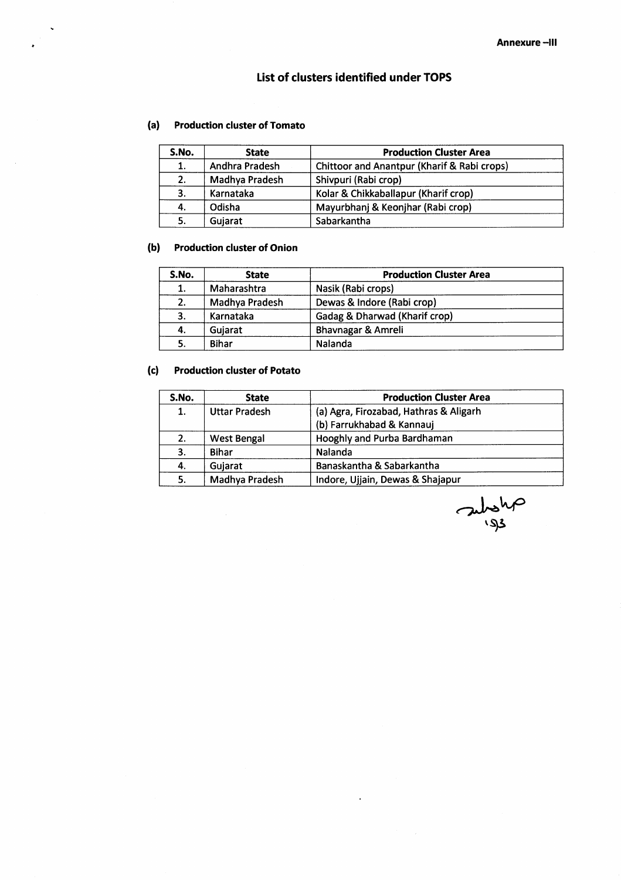**Annexure –III**

## List of clusters identified under TOPS

### (a) Production cluster of Tomato

| S.No. | State | Production Cluster Area |
|---|---|---|
| 1. | Andhra Pradesh | Chittoor and Anantpur (Kharif & Rabi crops) |
| 2. | Madhya Pradesh | Shivpuri (Rabi crop) |
| 3. | Karnataka | Kolar & Chikkaballapur (Kharif crop) |
| 4. | Odisha | Mayurbhanj & Keonjhar (Rabi crop) |
| 5. | Gujarat | Sabarkantha |

### (b) Production cluster of Onion

| S.No. | State | Production Cluster Area |
|---|---|---|
| 1. | Maharashtra | Nasik (Rabi crops) |
| 2. | Madhya Pradesh | Dewas & Indore (Rabi crop) |
| 3. | Karnataka | Gadag & Dharwad (Kharif crop) |
| 4. | Gujarat | Bhavnagar & Amreli |
| 5. | Bihar | Nalanda |

### (c) Production cluster of Potato

| S.No. | State | Production Cluster Area |
|---|---|---|
| 1. | Uttar Pradesh | (a) Agra, Firozabad, Hathras & Aligarh<br>(b) Farrukhabad & Kannauj |
| 2. | West Bengal | Hooghly and Purba Bardhaman |
| 3. | Bihar | Nalanda |
| 4. | Gujarat | Banaskantha & Sabarkantha |
| 5. | Madhya Pradesh | Indore, Ujjain, Dewas & Shajapur |